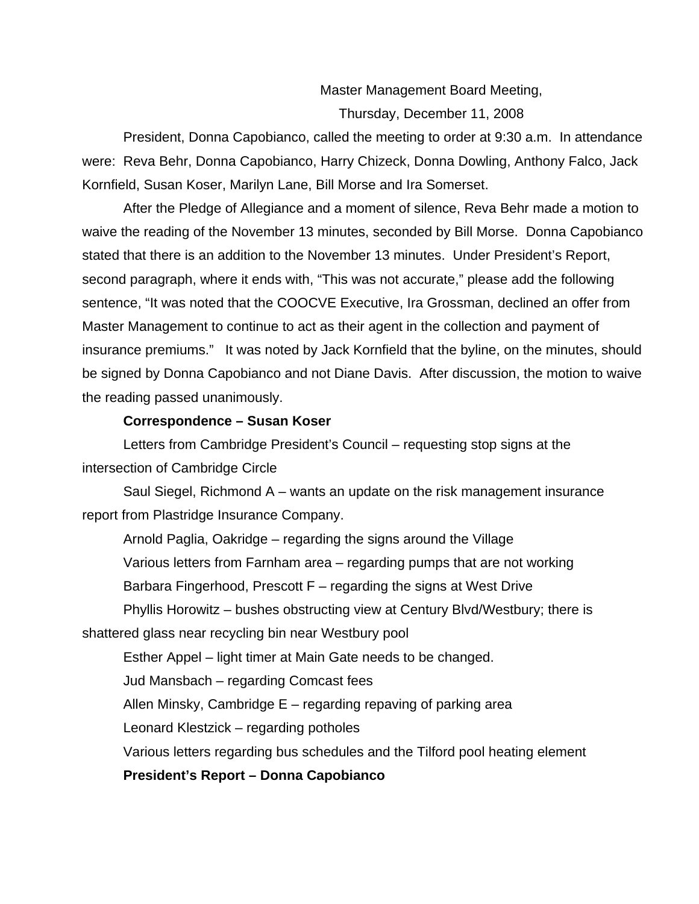Master Management Board Meeting,

Thursday, December 11, 2008

President, Donna Capobianco, called the meeting to order at 9:30 a.m. In attendance were: Reva Behr, Donna Capobianco, Harry Chizeck, Donna Dowling, Anthony Falco, Jack Kornfield, Susan Koser, Marilyn Lane, Bill Morse and Ira Somerset.

After the Pledge of Allegiance and a moment of silence, Reva Behr made a motion to waive the reading of the November 13 minutes, seconded by Bill Morse. Donna Capobianco stated that there is an addition to the November 13 minutes. Under President's Report, second paragraph, where it ends with, "This was not accurate," please add the following sentence, "It was noted that the COOCVE Executive, Ira Grossman, declined an offer from Master Management to continue to act as their agent in the collection and payment of insurance premiums." It was noted by Jack Kornfield that the byline, on the minutes, should be signed by Donna Capobianco and not Diane Davis. After discussion, the motion to waive the reading passed unanimously.

**Correspondence – Susan Koser**

Letters from Cambridge President's Council – requesting stop signs at the intersection of Cambridge Circle

Saul Siegel, Richmond A – wants an update on the risk management insurance report from Plastridge Insurance Company.

Arnold Paglia, Oakridge – regarding the signs around the Village

Various letters from Farnham area – regarding pumps that are not working

Barbara Fingerhood, Prescott F – regarding the signs at West Drive

Phyllis Horowitz – bushes obstructing view at Century Blvd/Westbury; there is shattered glass near recycling bin near Westbury pool

Esther Appel – light timer at Main Gate needs to be changed.

Jud Mansbach – regarding Comcast fees

Allen Minsky, Cambridge E – regarding repaving of parking area

Leonard Klestzick – regarding potholes

Various letters regarding bus schedules and the Tilford pool heating element

**President's Report – Donna Capobianco**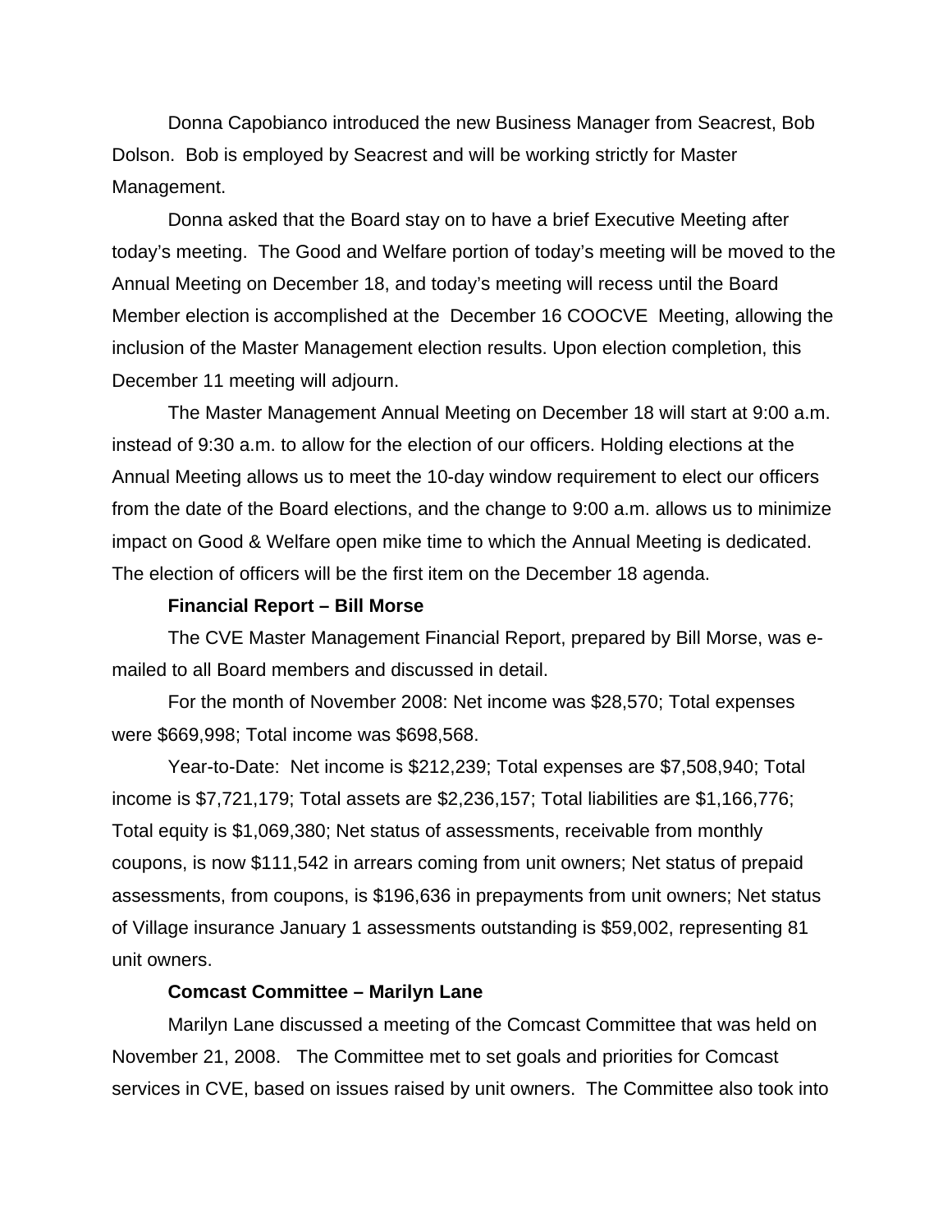Donna Capobianco introduced the new Business Manager from Seacrest, Bob Dolson. Bob is employed by Seacrest and will be working strictly for Master Management.

Donna asked that the Board stay on to have a brief Executive Meeting after today's meeting. The Good and Welfare portion of today's meeting will be moved to the Annual Meeting on December 18, and today's meeting will recess until the Board Member election is accomplished at the December 16 COOCVE Meeting, allowing the inclusion of the Master Management election results. Upon election completion, this December 11 meeting will adjourn.

The Master Management Annual Meeting on December 18 will start at 9:00 a.m. instead of 9:30 a.m. to allow for the election of our officers. Holding elections at the Annual Meeting allows us to meet the 10-day window requirement to elect our officers from the date of the Board elections, and the change to 9:00 a.m. allows us to minimize impact on Good & Welfare open mike time to which the Annual Meeting is dedicated. The election of officers will be the first item on the December 18 agenda.

**Financial Report – Bill Morse**

The CVE Master Management Financial Report, prepared by Bill Morse, was e-mailed to all Board members and discussed in detail.

For the month of November 2008: Net income was $28,570; Total expenses were $669,998; Total income was $698,568.

Year-to-Date: Net income is $212,239; Total expenses are $7,508,940; Total income is $7,721,179; Total assets are $2,236,157; Total liabilities are $1,166,776; Total equity is $1,069,380; Net status of assessments, receivable from monthly coupons, is now $111,542 in arrears coming from unit owners; Net status of prepaid assessments, from coupons, is $196,636 in prepayments from unit owners; Net status of Village insurance January 1 assessments outstanding is $59,002, representing 81 unit owners.

**Comcast Committee – Marilyn Lane**

Marilyn Lane discussed a meeting of the Comcast Committee that was held on November 21, 2008. The Committee met to set goals and priorities for Comcast services in CVE, based on issues raised by unit owners. The Committee also took into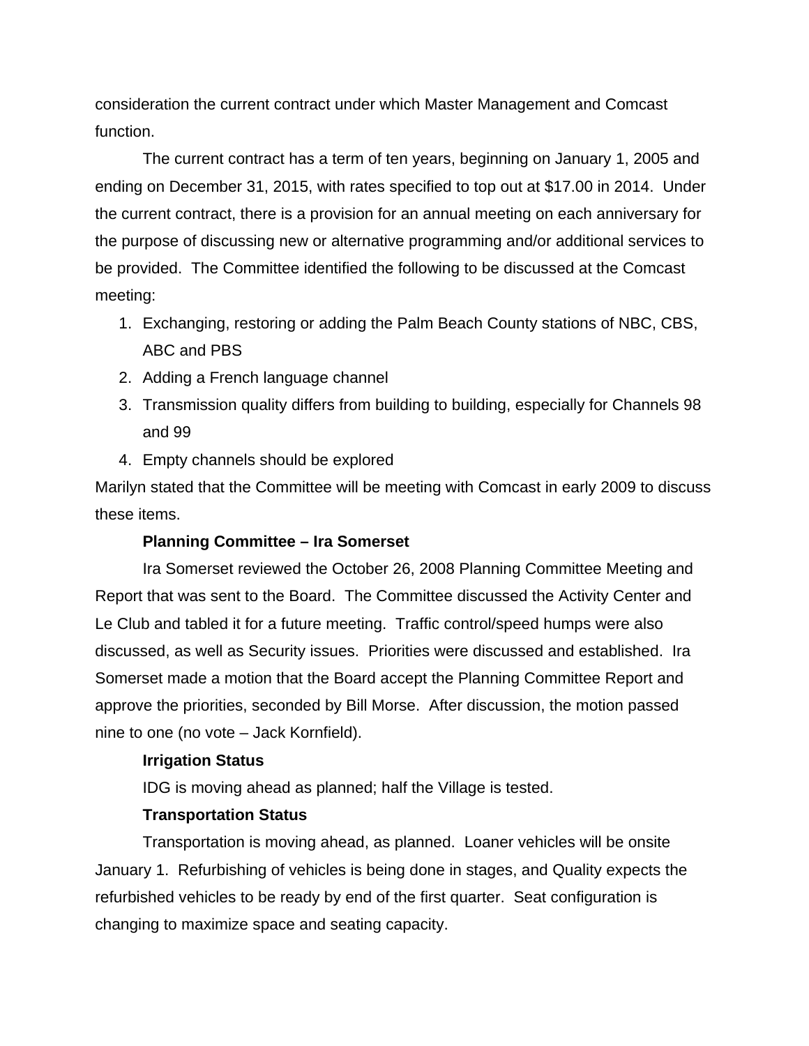consideration the current contract under which Master Management and Comcast function.

The current contract has a term of ten years, beginning on January 1, 2005 and ending on December 31, 2015, with rates specified to top out at $17.00 in 2014. Under the current contract, there is a provision for an annual meeting on each anniversary for the purpose of discussing new or alternative programming and/or additional services to be provided. The Committee identified the following to be discussed at the Comcast meeting:

1. Exchanging, restoring or adding the Palm Beach County stations of NBC, CBS, ABC and PBS
2. Adding a French language channel
3. Transmission quality differs from building to building, especially for Channels 98 and 99
4. Empty channels should be explored

Marilyn stated that the Committee will be meeting with Comcast in early 2009 to discuss these items.

**Planning Committee – Ira Somerset**

Ira Somerset reviewed the October 26, 2008 Planning Committee Meeting and Report that was sent to the Board. The Committee discussed the Activity Center and Le Club and tabled it for a future meeting. Traffic control/speed humps were also discussed, as well as Security issues. Priorities were discussed and established. Ira Somerset made a motion that the Board accept the Planning Committee Report and approve the priorities, seconded by Bill Morse. After discussion, the motion passed nine to one (no vote – Jack Kornfield).

**Irrigation Status**

IDG is moving ahead as planned; half the Village is tested.

**Transportation Status**

Transportation is moving ahead, as planned. Loaner vehicles will be onsite January 1. Refurbishing of vehicles is being done in stages, and Quality expects the refurbished vehicles to be ready by end of the first quarter. Seat configuration is changing to maximize space and seating capacity.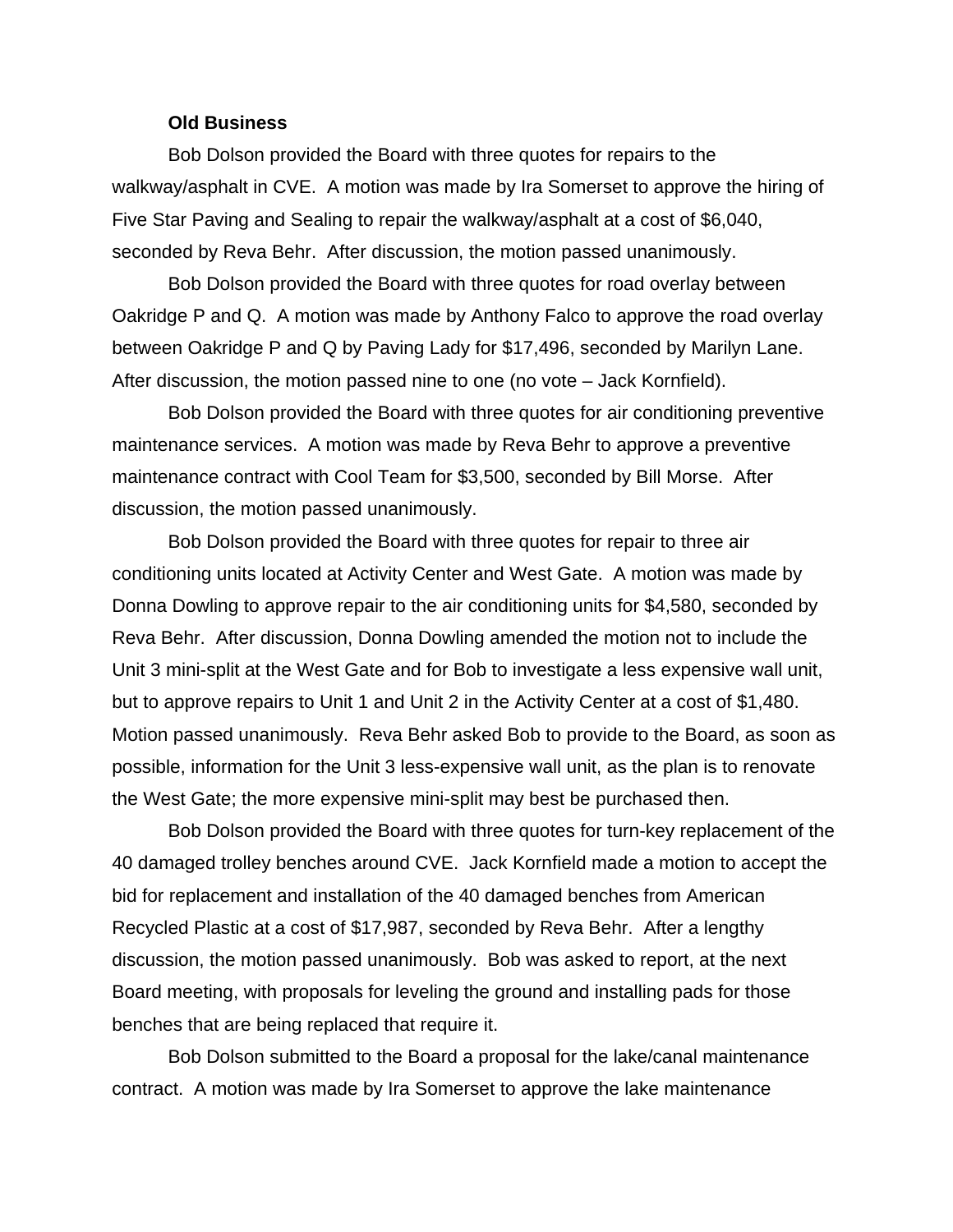**Old Business**

Bob Dolson provided the Board with three quotes for repairs to the walkway/asphalt in CVE. A motion was made by Ira Somerset to approve the hiring of Five Star Paving and Sealing to repair the walkway/asphalt at a cost of $6,040, seconded by Reva Behr. After discussion, the motion passed unanimously.

Bob Dolson provided the Board with three quotes for road overlay between Oakridge P and Q. A motion was made by Anthony Falco to approve the road overlay between Oakridge P and Q by Paving Lady for $17,496, seconded by Marilyn Lane. After discussion, the motion passed nine to one (no vote – Jack Kornfield).

Bob Dolson provided the Board with three quotes for air conditioning preventive maintenance services. A motion was made by Reva Behr to approve a preventive maintenance contract with Cool Team for $3,500, seconded by Bill Morse. After discussion, the motion passed unanimously.

Bob Dolson provided the Board with three quotes for repair to three air conditioning units located at Activity Center and West Gate. A motion was made by Donna Dowling to approve repair to the air conditioning units for $4,580, seconded by Reva Behr. After discussion, Donna Dowling amended the motion not to include the Unit 3 mini-split at the West Gate and for Bob to investigate a less expensive wall unit, but to approve repairs to Unit 1 and Unit 2 in the Activity Center at a cost of $1,480. Motion passed unanimously. Reva Behr asked Bob to provide to the Board, as soon as possible, information for the Unit 3 less-expensive wall unit, as the plan is to renovate the West Gate; the more expensive mini-split may best be purchased then.

Bob Dolson provided the Board with three quotes for turn-key replacement of the 40 damaged trolley benches around CVE. Jack Kornfield made a motion to accept the bid for replacement and installation of the 40 damaged benches from American Recycled Plastic at a cost of $17,987, seconded by Reva Behr. After a lengthy discussion, the motion passed unanimously. Bob was asked to report, at the next Board meeting, with proposals for leveling the ground and installing pads for those benches that are being replaced that require it.

Bob Dolson submitted to the Board a proposal for the lake/canal maintenance contract. A motion was made by Ira Somerset to approve the lake maintenance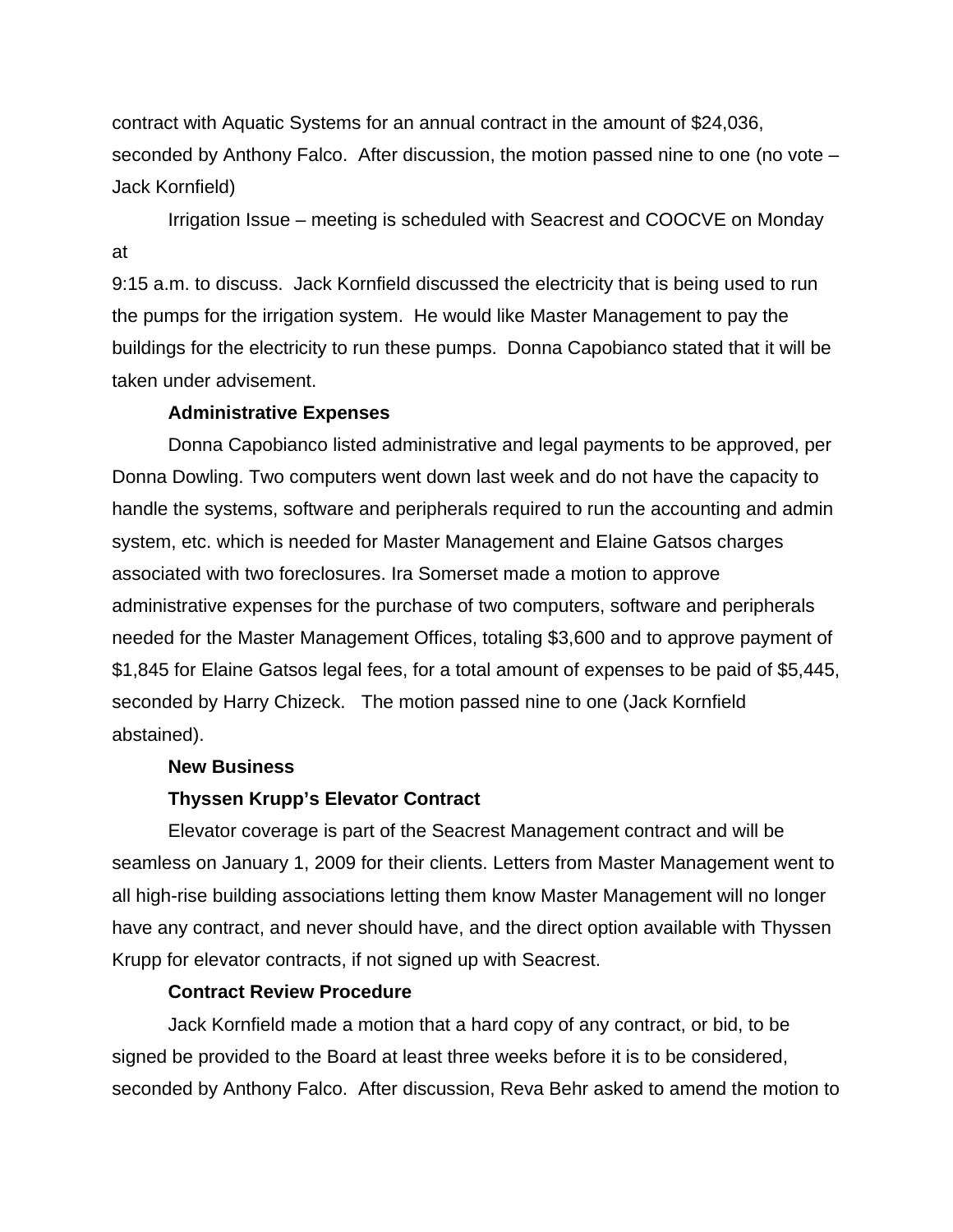contract with Aquatic Systems for an annual contract in the amount of $24,036, seconded by Anthony Falco. After discussion, the motion passed nine to one (no vote – Jack Kornfield)

Irrigation Issue – meeting is scheduled with Seacrest and COOCVE on Monday at 9:15 a.m. to discuss. Jack Kornfield discussed the electricity that is being used to run the pumps for the irrigation system. He would like Master Management to pay the buildings for the electricity to run these pumps. Donna Capobianco stated that it will be taken under advisement.

**Administrative Expenses**

Donna Capobianco listed administrative and legal payments to be approved, per Donna Dowling. Two computers went down last week and do not have the capacity to handle the systems, software and peripherals required to run the accounting and admin system, etc. which is needed for Master Management and Elaine Gatsos charges associated with two foreclosures. Ira Somerset made a motion to approve administrative expenses for the purchase of two computers, software and peripherals needed for the Master Management Offices, totaling $3,600 and to approve payment of $1,845 for Elaine Gatsos legal fees, for a total amount of expenses to be paid of $5,445, seconded by Harry Chizeck. The motion passed nine to one (Jack Kornfield abstained).

**New Business**

**Thyssen Krupp's Elevator Contract**

Elevator coverage is part of the Seacrest Management contract and will be seamless on January 1, 2009 for their clients. Letters from Master Management went to all high-rise building associations letting them know Master Management will no longer have any contract, and never should have, and the direct option available with Thyssen Krupp for elevator contracts, if not signed up with Seacrest.

**Contract Review Procedure**

Jack Kornfield made a motion that a hard copy of any contract, or bid, to be signed be provided to the Board at least three weeks before it is to be considered, seconded by Anthony Falco. After discussion, Reva Behr asked to amend the motion to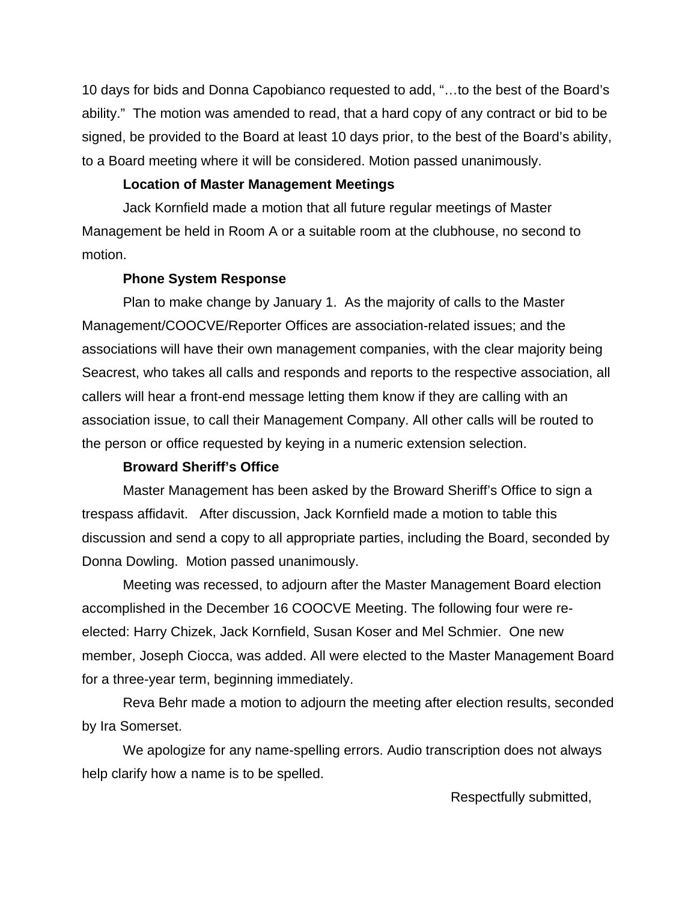10 days for bids and Donna Capobianco requested to add, "…to the best of the Board's ability." The motion was amended to read, that a hard copy of any contract or bid to be signed, be provided to the Board at least 10 days prior, to the best of the Board's ability, to a Board meeting where it will be considered. Motion passed unanimously.

**Location of Master Management Meetings**

Jack Kornfield made a motion that all future regular meetings of Master Management be held in Room A or a suitable room at the clubhouse, no second to motion.

**Phone System Response**

Plan to make change by January 1. As the majority of calls to the Master Management/COOCVE/Reporter Offices are association-related issues; and the associations will have their own management companies, with the clear majority being Seacrest, who takes all calls and responds and reports to the respective association, all callers will hear a front-end message letting them know if they are calling with an association issue, to call their Management Company. All other calls will be routed to the person or office requested by keying in a numeric extension selection.

**Broward Sheriff's Office**

Master Management has been asked by the Broward Sheriff's Office to sign a trespass affidavit. After discussion, Jack Kornfield made a motion to table this discussion and send a copy to all appropriate parties, including the Board, seconded by Donna Dowling. Motion passed unanimously.

Meeting was recessed, to adjourn after the Master Management Board election accomplished in the December 16 COOCVE Meeting. The following four were re-elected: Harry Chizek, Jack Kornfield, Susan Koser and Mel Schmier. One new member, Joseph Ciocca, was added. All were elected to the Master Management Board for a three-year term, beginning immediately.

Reva Behr made a motion to adjourn the meeting after election results, seconded by Ira Somerset.

We apologize for any name-spelling errors. Audio transcription does not always help clarify how a name is to be spelled.

Respectfully submitted,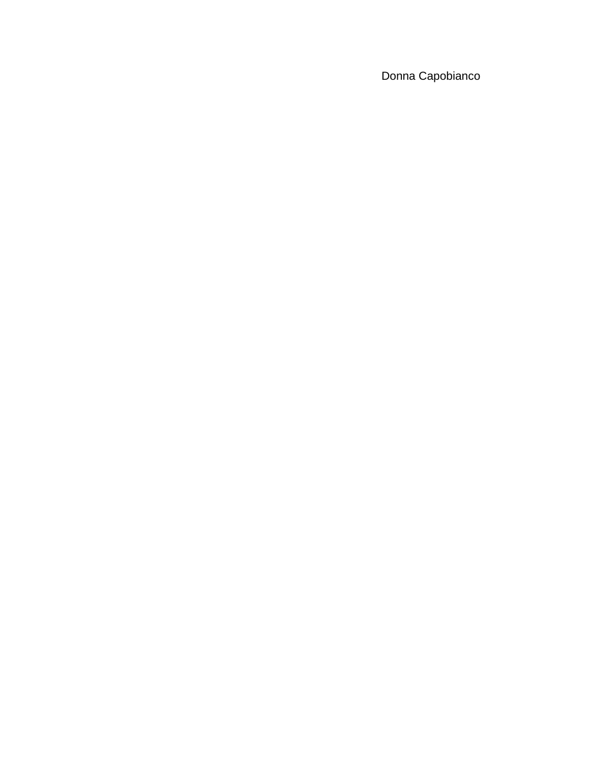Donna Capobianco